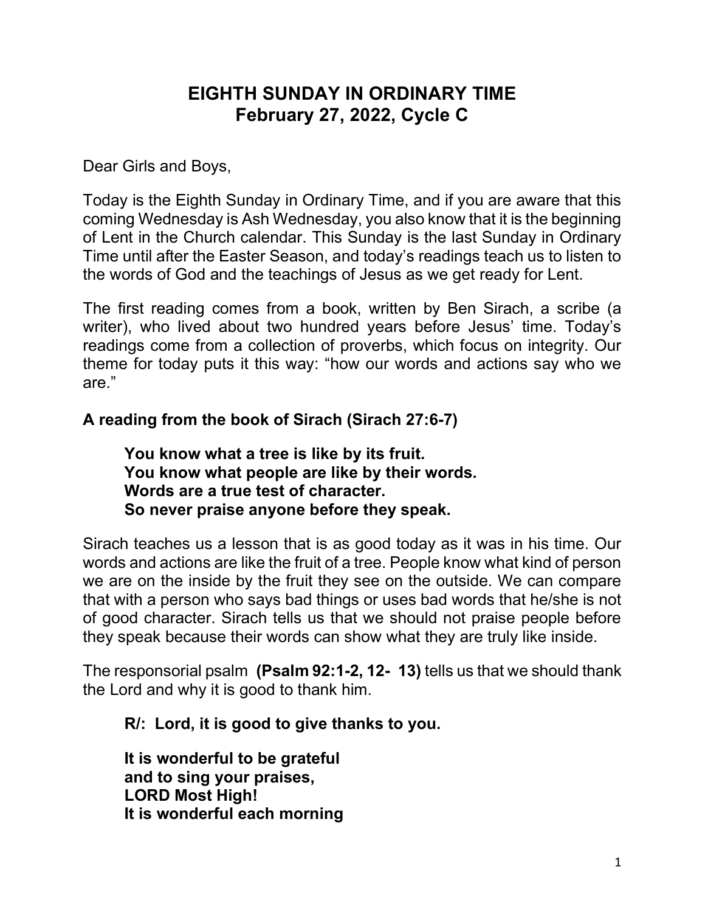# EIGHTH SUNDAY IN ORDINARY TIME
## February 27, 2022, Cycle C

Dear Girls and Boys,

Today is the Eighth Sunday in Ordinary Time, and if you are aware that this coming Wednesday is Ash Wednesday, you also know that it is the beginning of Lent in the Church calendar. This Sunday is the last Sunday in Ordinary Time until after the Easter Season, and today's readings teach us to listen to the words of God and the teachings of Jesus as we get ready for Lent.

The first reading comes from a book, written by Ben Sirach, a scribe (a writer), who lived about two hundred years before Jesus' time. Today's readings come from a collection of proverbs, which focus on integrity. Our theme for today puts it this way: "how our words and actions say who we are."

**A reading from the book of Sirach (Sirach 27:6-7)**

> **You know what a tree is like by its fruit.**
> **You know what people are like by their words.**
> **Words are a true test of character.**
> **So never praise anyone before they speak.**

Sirach teaches us a lesson that is as good today as it was in his time. Our words and actions are like the fruit of a tree. People know what kind of person we are on the inside by the fruit they see on the outside. We can compare that with a person who says bad things or uses bad words that he/she is not of good character. Sirach tells us that we should not praise people before they speak because their words can show what they are truly like inside.

The responsorial psalm **(Psalm 92:1-2, 12- 13)** tells us that we should thank the Lord and why it is good to thank him.

> **R/: Lord, it is good to give thanks to you.**
>
> **It is wonderful to be grateful**
> **and to sing your praises,**
> **LORD Most High!**
> **It is wonderful each morning**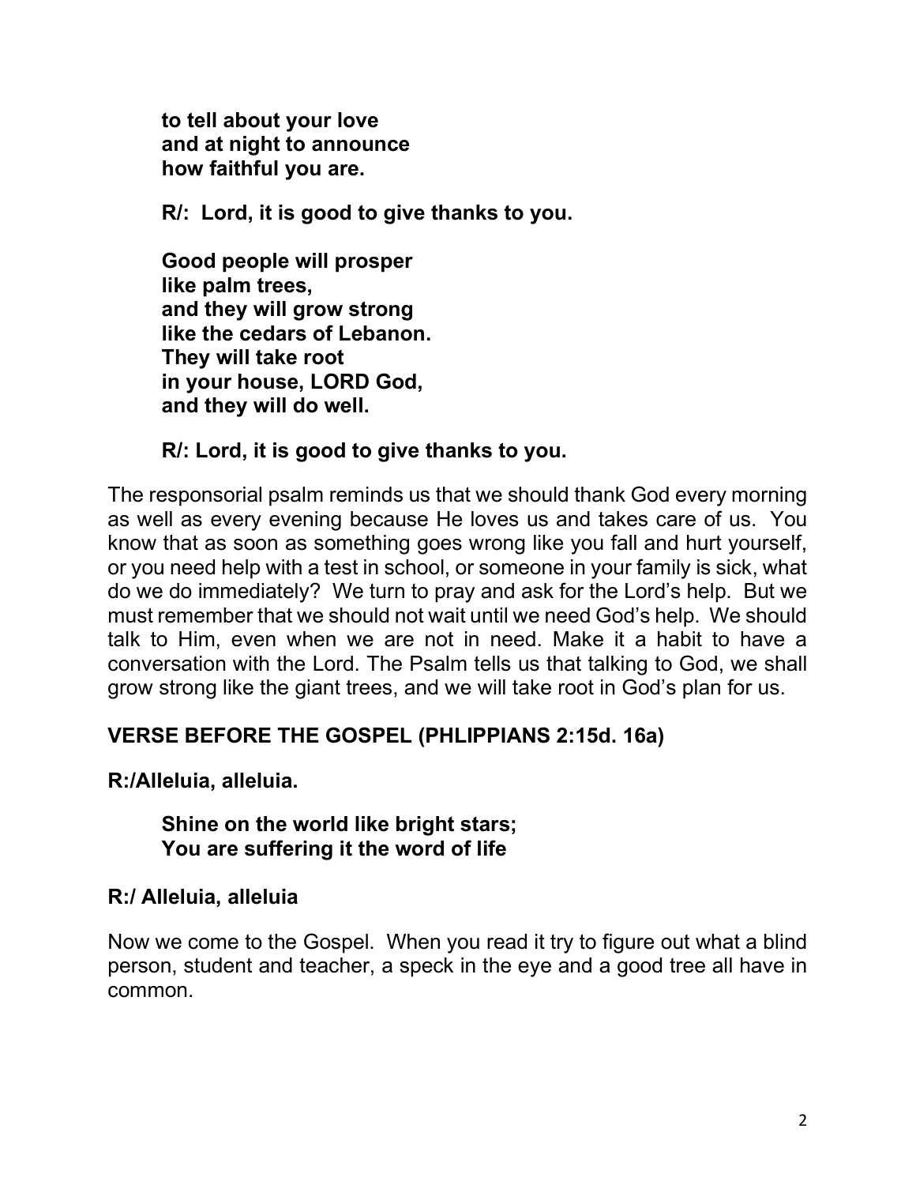**to tell about your love**
**and at night to announce**
**how faithful you are.**

**R/: Lord, it is good to give thanks to you.**

**Good people will prosper**
**like palm trees,**
**and they will grow strong**
**like the cedars of Lebanon.**
**They will take root**
**in your house, LORD God,**
**and they will do well.**

**R/: Lord, it is good to give thanks to you.**

The responsorial psalm reminds us that we should thank God every morning as well as every evening because He loves us and takes care of us. You know that as soon as something goes wrong like you fall and hurt yourself, or you need help with a test in school, or someone in your family is sick, what do we do immediately? We turn to pray and ask for the Lord's help. But we must remember that we should not wait until we need God's help. We should talk to Him, even when we are not in need. Make it a habit to have a conversation with the Lord. The Psalm tells us that talking to God, we shall grow strong like the giant trees, and we will take root in God's plan for us.

**VERSE BEFORE THE GOSPEL (PHLIPPIANS 2:15d. 16a)**

**R:/Alleluia, alleluia.**

**Shine on the world like bright stars;**
**You are suffering it the word of life**

**R:/ Alleluia, alleluia**

Now we come to the Gospel. When you read it try to figure out what a blind person, student and teacher, a speck in the eye and a good tree all have in common.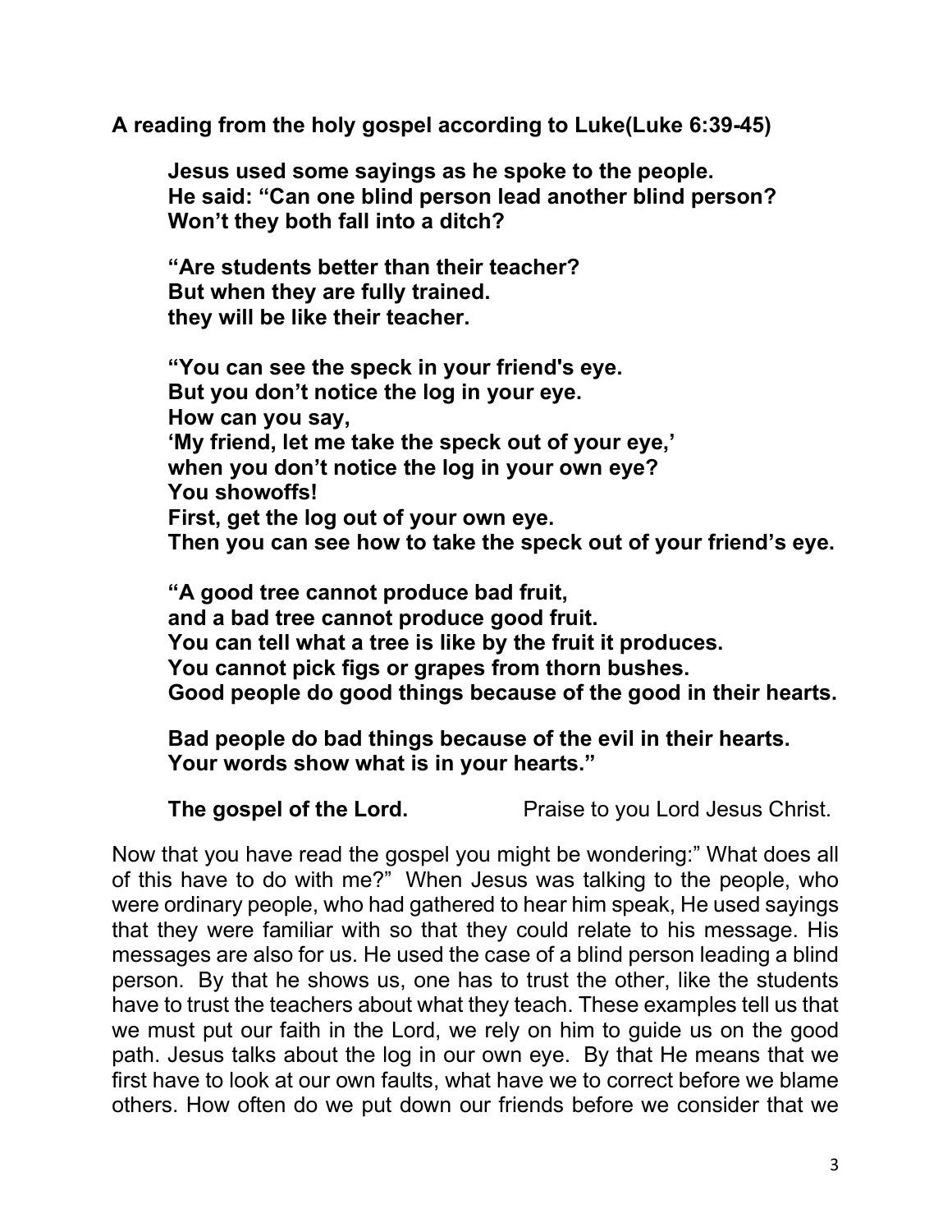**A reading from the holy gospel according to Luke(Luke 6:39-45)**

> **Jesus used some sayings as he spoke to the people.**
> **He said: "Can one blind person lead another blind person?**
> **Won't they both fall into a ditch?**
>
> **"Are students better than their teacher?**
> **But when they are fully trained.**
> **they will be like their teacher.**
>
> **"You can see the speck in your friend's eye.**
> **But you don't notice the log in your eye.**
> **How can you say,**
> **'My friend, let me take the speck out of your eye,'**
> **when you don't notice the log in your own eye?**
> **You showoffs!**
> **First, get the log out of your own eye.**
> **Then you can see how to take the speck out of your friend's eye.**
>
> **"A good tree cannot produce bad fruit,**
> **and a bad tree cannot produce good fruit.**
> **You can tell what a tree is like by the fruit it produces.**
> **You cannot pick figs or grapes from thorn bushes.**
> **Good people do good things because of the good in their hearts.**
>
> **Bad people do bad things because of the evil in their hearts.**
> **Your words show what is in your hearts."**
>
> **The gospel of the Lord.** Praise to you Lord Jesus Christ.

Now that you have read the gospel you might be wondering:" What does all of this have to do with me?" When Jesus was talking to the people, who were ordinary people, who had gathered to hear him speak, He used sayings that they were familiar with so that they could relate to his message. His messages are also for us. He used the case of a blind person leading a blind person. By that he shows us, one has to trust the other, like the students have to trust the teachers about what they teach. These examples tell us that we must put our faith in the Lord, we rely on him to guide us on the good path. Jesus talks about the log in our own eye. By that He means that we first have to look at our own faults, what have we to correct before we blame others. How often do we put down our friends before we consider that we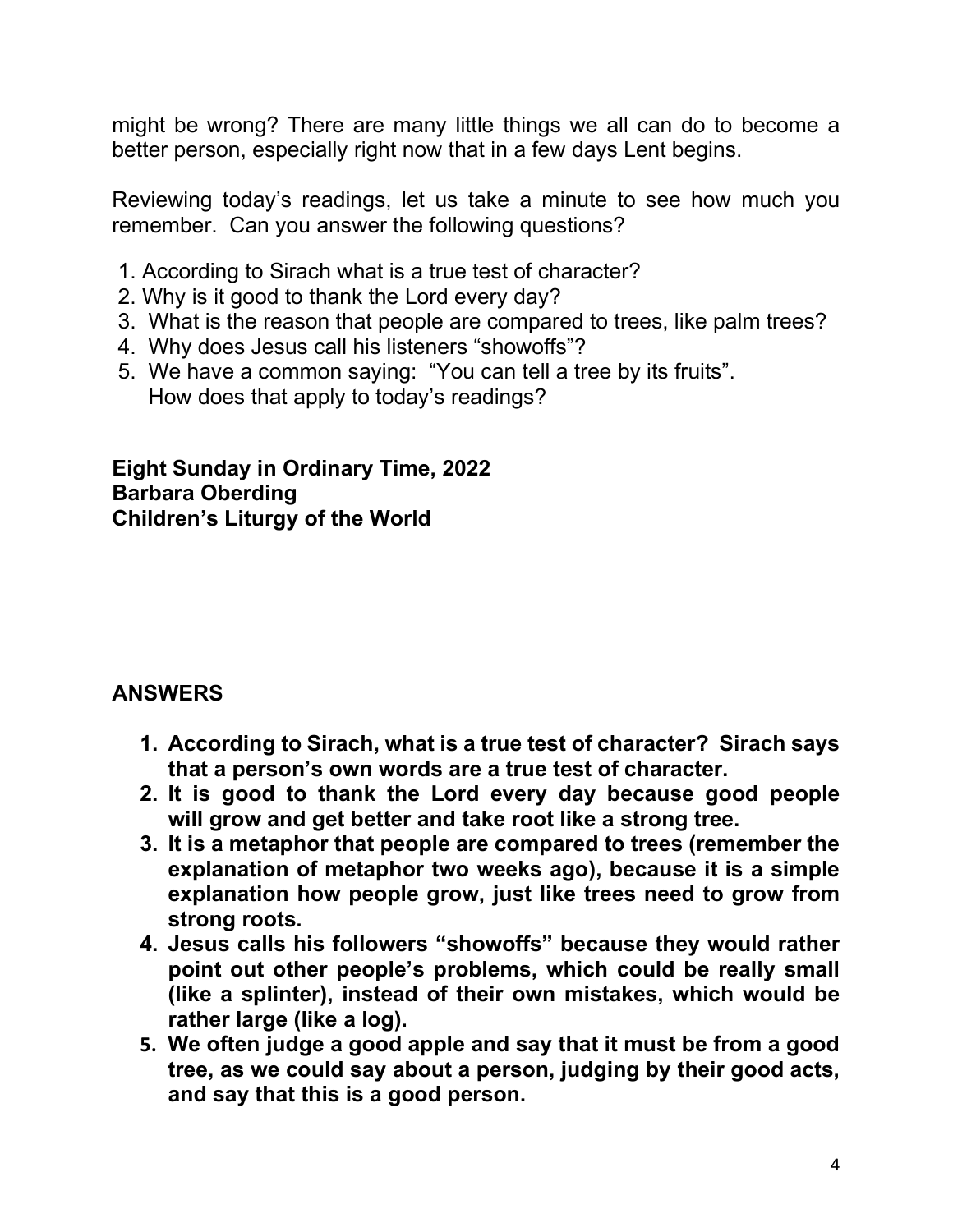might be wrong? There are many little things we all can do to become a better person, especially right now that in a few days Lent begins.

Reviewing today's readings, let us take a minute to see how much you remember. Can you answer the following questions?

1. According to Sirach what is a true test of character?
2. Why is it good to thank the Lord every day?
3. What is the reason that people are compared to trees, like palm trees?
4. Why does Jesus call his listeners "showoffs"?
5. We have a common saying: "You can tell a tree by its fruits". How does that apply to today's readings?

**Eight Sunday in Ordinary Time, 2022**
**Barbara Oberding**
**Children's Liturgy of the World**

## ANSWERS

1. **According to Sirach, what is a true test of character? Sirach says that a person's own words are a true test of character.**
2. **It is good to thank the Lord every day because good people will grow and get better and take root like a strong tree.**
3. **It is a metaphor that people are compared to trees (remember the explanation of metaphor two weeks ago), because it is a simple explanation how people grow, just like trees need to grow from strong roots.**
4. **Jesus calls his followers "showoffs" because they would rather point out other people's problems, which could be really small (like a splinter), instead of their own mistakes, which would be rather large (like a log).**
5. **We often judge a good apple and say that it must be from a good tree, as we could say about a person, judging by their good acts, and say that this is a good person.**